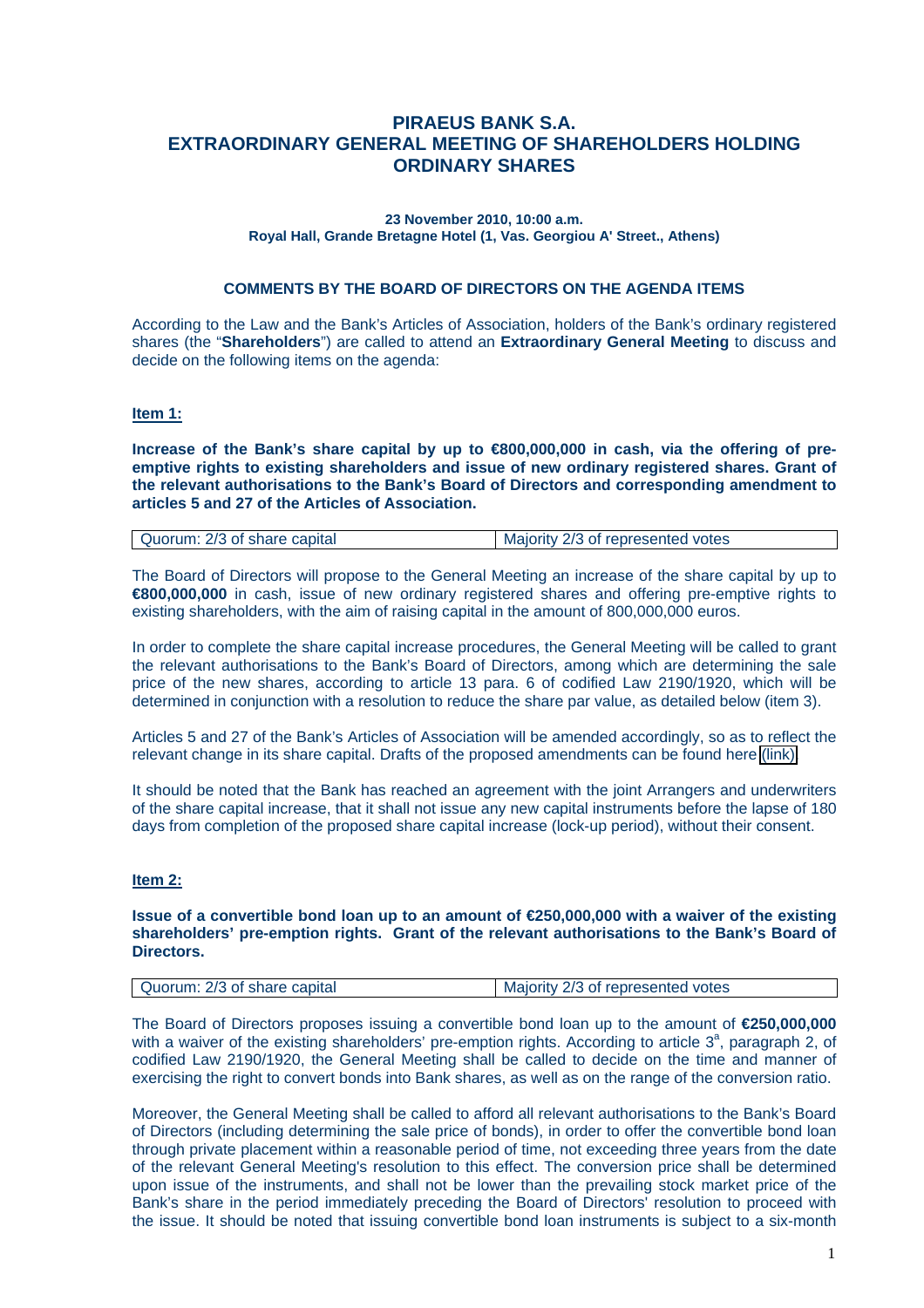# PIRAEUS BANK S.A.
# EXTRAORDINARY GENERAL MEETING OF SHAREHOLDERS HOLDING ORDINARY SHARES

**23 November 2010, 10:00 a.m.**
**Royal Hall, Grande Bretagne Hotel (1, Vas. Georgiou A' Street., Athens)**

## COMMENTS BY THE BOARD OF DIRECTORS ON THE AGENDA ITEMS

According to the Law and the Bank's Articles of Association, holders of the Bank's ordinary registered shares (the "**Shareholders**") are called to attend an **Extraordinary General Meeting** to discuss and decide on the following items on the agenda:

### Item 1:

**Increase of the Bank's share capital by up to €800,000,000 in cash, via the offering of pre-emptive rights to existing shareholders and issue of new ordinary registered shares. Grant of the relevant authorisations to the Bank's Board of Directors and corresponding amendment to articles 5 and 27 of the Articles of Association.**

| Quorum: 2/3 of share capital | Majority 2/3 of represented votes |
|---|---|

The Board of Directors will propose to the General Meeting an increase of the share capital by up to **€800,000,000** in cash, issue of new ordinary registered shares and offering pre-emptive rights to existing shareholders, with the aim of raising capital in the amount of 800,000,000 euros.

In order to complete the share capital increase procedures, the General Meeting will be called to grant the relevant authorisations to the Bank's Board of Directors, among which are determining the sale price of the new shares, according to article 13 para. 6 of codified Law 2190/1920, which will be determined in conjunction with a resolution to reduce the share par value, as detailed below (item 3).

Articles 5 and 27 of the Bank's Articles of Association will be amended accordingly, so as to reflect the relevant change in its share capital. Drafts of the proposed amendments can be found here (link)

It should be noted that the Bank has reached an agreement with the joint Arrangers and underwriters of the share capital increase, that it shall not issue any new capital instruments before the lapse of 180 days from completion of the proposed share capital increase (lock-up period), without their consent.

### Item 2:

**Issue of a convertible bond loan up to an amount of €250,000,000 with a waiver of the existing shareholders' pre-emption rights. Grant of the relevant authorisations to the Bank's Board of Directors.**

| Quorum: 2/3 of share capital | Majority 2/3 of represented votes |
|---|---|

The Board of Directors proposes issuing a convertible bond loan up to the amount of **€250,000,000** with a waiver of the existing shareholders' pre-emption rights. According to article 3[a], paragraph 2, of codified Law 2190/1920, the General Meeting shall be called to decide on the time and manner of exercising the right to convert bonds into Bank shares, as well as on the range of the conversion ratio.

Moreover, the General Meeting shall be called to afford all relevant authorisations to the Bank's Board of Directors (including determining the sale price of bonds), in order to offer the convertible bond loan through private placement within a reasonable period of time, not exceeding three years from the date of the relevant General Meeting's resolution to this effect. The conversion price shall be determined upon issue of the instruments, and shall not be lower than the prevailing stock market price of the Bank's share in the period immediately preceding the Board of Directors' resolution to proceed with the issue. It should be noted that issuing convertible bond loan instruments is subject to a six-month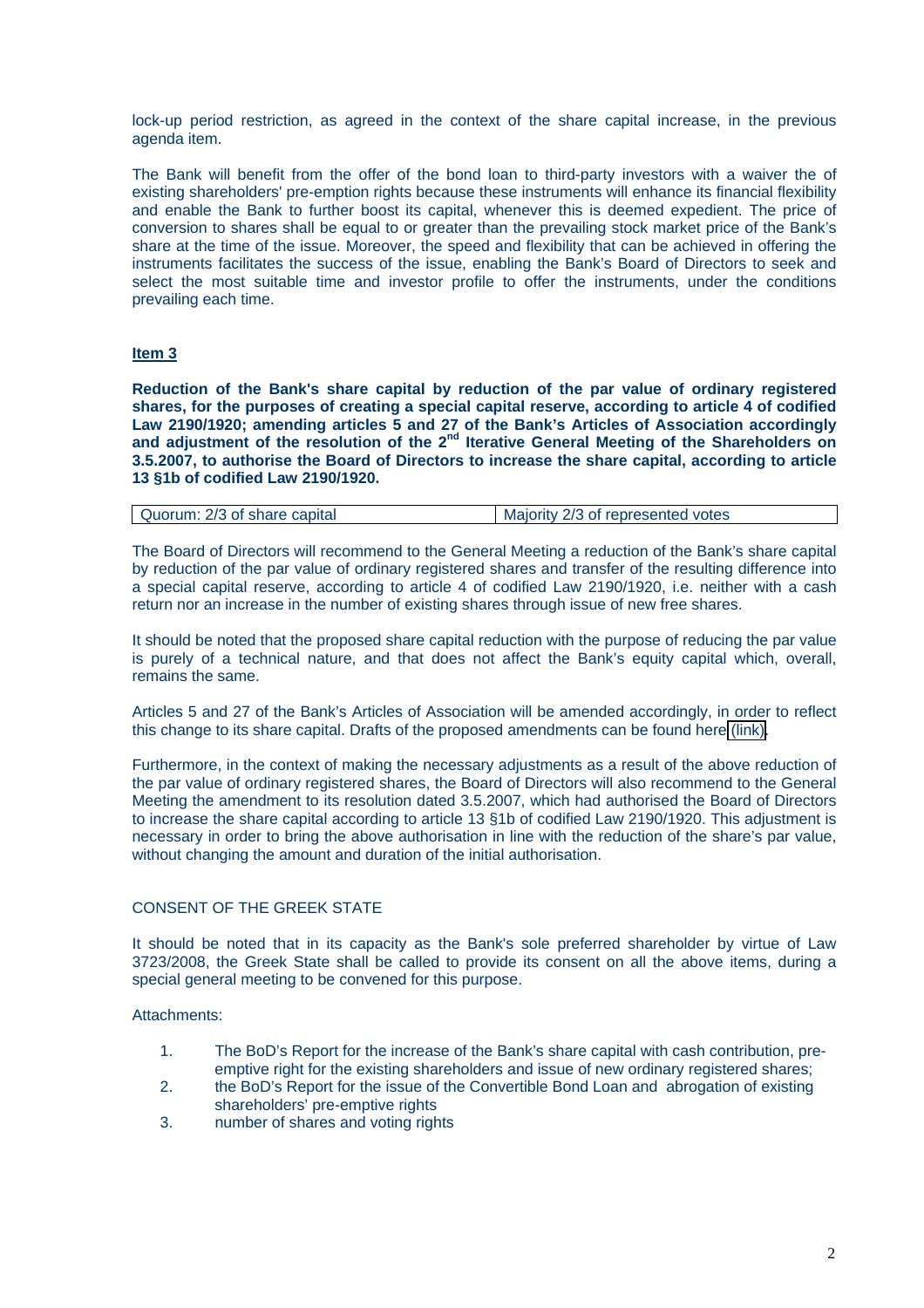lock-up period restriction, as agreed in the context of the share capital increase, in the previous agenda item.

The Bank will benefit from the offer of the bond loan to third-party investors with a waiver the of existing shareholders' pre-emption rights because these instruments will enhance its financial flexibility and enable the Bank to further boost its capital, whenever this is deemed expedient. The price of conversion to shares shall be equal to or greater than the prevailing stock market price of the Bank's share at the time of the issue. Moreover, the speed and flexibility that can be achieved in offering the instruments facilitates the success of the issue, enabling the Bank's Board of Directors to seek and select the most suitable time and investor profile to offer the instruments, under the conditions prevailing each time.

**Item 3**

**Reduction of the Bank's share capital by reduction of the par value of ordinary registered shares, for the purposes of creating a special capital reserve, according to article 4 of codified Law 2190/1920; amending articles 5 and 27 of the Bank's Articles of Association accordingly and adjustment of the resolution of the 2nd Iterative General Meeting of the Shareholders on 3.5.2007, to authorise the Board of Directors to increase the share capital, according to article 13 §1b of codified Law 2190/1920.**

| | |
|---|---|
| Quorum: 2/3 of share capital | Majority 2/3 of represented votes |

The Board of Directors will recommend to the General Meeting a reduction of the Bank's share capital by reduction of the par value of ordinary registered shares and transfer of the resulting difference into a special capital reserve, according to article 4 of codified Law 2190/1920, i.e. neither with a cash return nor an increase in the number of existing shares through issue of new free shares.

It should be noted that the proposed share capital reduction with the purpose of reducing the par value is purely of a technical nature, and that does not affect the Bank's equity capital which, overall, remains the same.

Articles 5 and 27 of the Bank's Articles of Association will be amended accordingly, in order to reflect this change to its share capital. Drafts of the proposed amendments can be found here (link).

Furthermore, in the context of making the necessary adjustments as a result of the above reduction of the par value of ordinary registered shares, the Board of Directors will also recommend to the General Meeting the amendment to its resolution dated 3.5.2007, which had authorised the Board of Directors to increase the share capital according to article 13 §1b of codified Law 2190/1920. This adjustment is necessary in order to bring the above authorisation in line with the reduction of the share's par value, without changing the amount and duration of the initial authorisation.

CONSENT OF THE GREEK STATE

It should be noted that in its capacity as the Bank's sole preferred shareholder by virtue of Law 3723/2008, the Greek State shall be called to provide its consent on all the above items, during a special general meeting to be convened for this purpose.

Attachments:

1. The BoD's Report for the increase of the Bank's share capital with cash contribution, pre-emptive right for the existing shareholders and issue of new ordinary registered shares;
2. the BoD's Report for the issue of the Convertible Bond Loan and abrogation of existing shareholders' pre-emptive rights
3. number of shares and voting rights